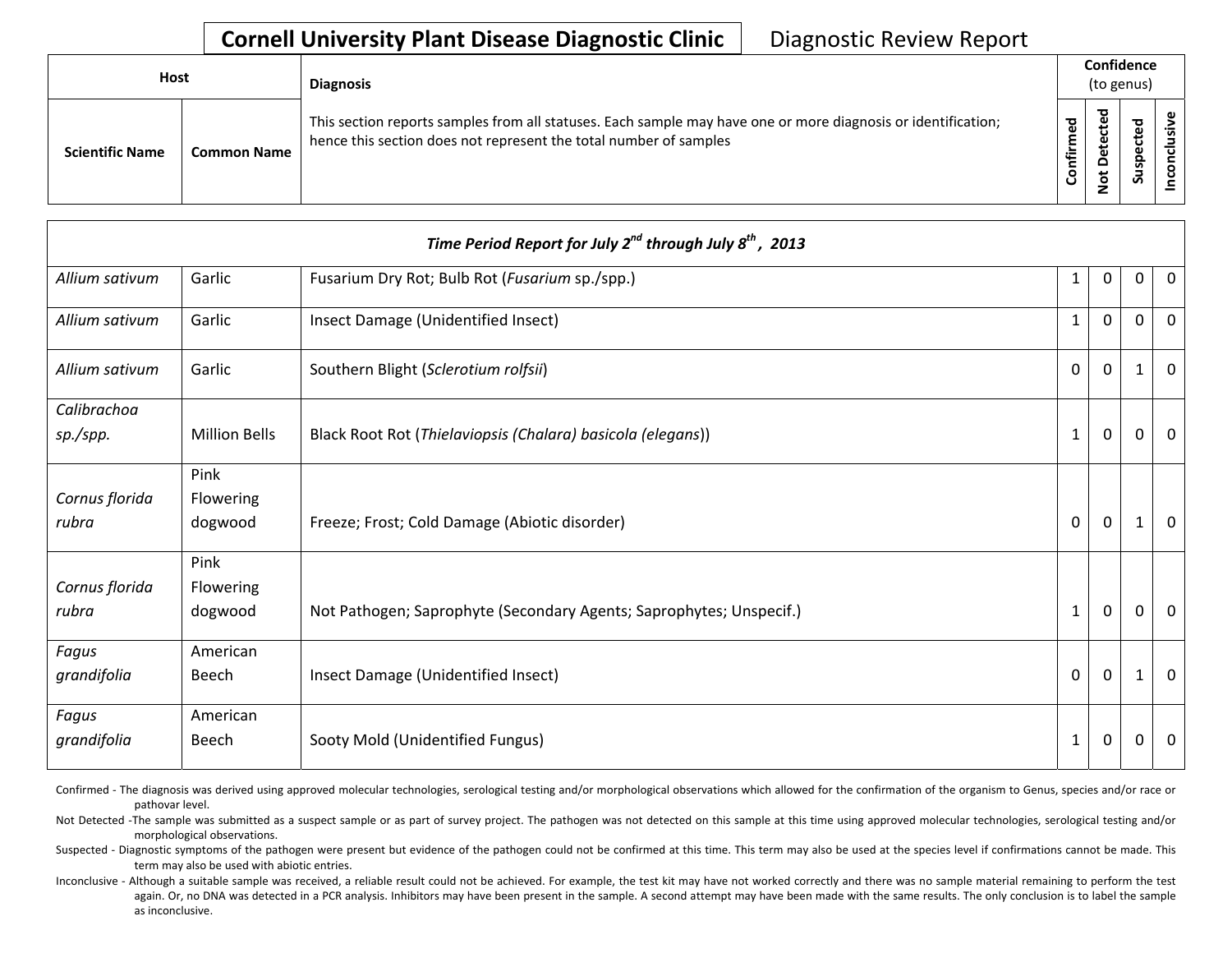# Cornell University Plant Disease Diagnostic Clinic

Diagnostic Review Report

| Host | | Diagnosis | Confidence (to genus) | | | |
|---|---|---|---|---|---|---|
| Scientific Name | Common Name | This section reports samples from all statuses. Each sample may have one or more diagnosis or identification; hence this section does not represent the total number of samples | Confirmed | Not Detected | Suspected | Inconclusive |

| *Time Period Report for July 2nd through July 8th, 2013* | | | | | | |
|---|---|---|---|---|---|---|
| *Allium sativum* | Garlic | Fusarium Dry Rot; Bulb Rot (*Fusarium* sp./spp.) | 1 | 0 | 0 | 0 |
| *Allium sativum* | Garlic | Insect Damage (Unidentified Insect) | 1 | 0 | 0 | 0 |
| *Allium sativum* | Garlic | Southern Blight (*Sclerotium rolfsii*) | 0 | 0 | 1 | 0 |
| *Calibrachoa sp./spp.* | Million Bells | Black Root Rot (*Thielaviopsis (Chalara) basicola (elegans)*) | 1 | 0 | 0 | 0 |
| *Cornus florida rubra* | Pink Flowering dogwood | Freeze; Frost; Cold Damage (Abiotic disorder) | 0 | 0 | 1 | 0 |
| *Cornus florida rubra* | Pink Flowering dogwood | Not Pathogen; Saprophyte (Secondary Agents; Saprophytes; Unspecif.) | 1 | 0 | 0 | 0 |
| *Fagus grandifolia* | American Beech | Insect Damage (Unidentified Insect) | 0 | 0 | 1 | 0 |
| *Fagus grandifolia* | American Beech | Sooty Mold (Unidentified Fungus) | 1 | 0 | 0 | 0 |

Confirmed - The diagnosis was derived using approved molecular technologies, serological testing and/or morphological observations which allowed for the confirmation of the organism to Genus, species and/or race or pathovar level.

Not Detected -The sample was submitted as a suspect sample or as part of survey project. The pathogen was not detected on this sample at this time using approved molecular technologies, serological testing and/or morphological observations.

Suspected - Diagnostic symptoms of the pathogen were present but evidence of the pathogen could not be confirmed at this time. This term may also be used at the species level if confirmations cannot be made. This term may also be used with abiotic entries.

Inconclusive - Although a suitable sample was received, a reliable result could not be achieved. For example, the test kit may have not worked correctly and there was no sample material remaining to perform the test again. Or, no DNA was detected in a PCR analysis. Inhibitors may have been present in the sample. A second attempt may have been made with the same results. The only conclusion is to label the sample as inconclusive.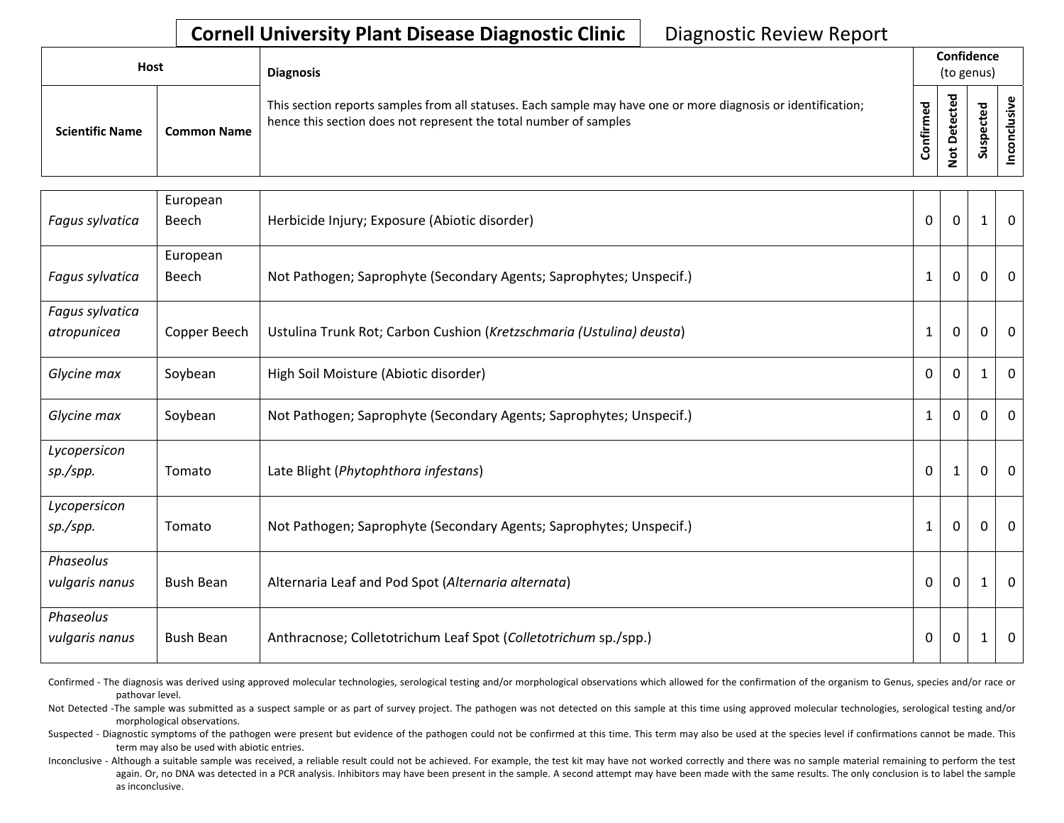**Cornell University Plant Disease Diagnostic Clinic** Diagnostic Review Report

| Host | | Diagnosis | Confidence (to genus) | | | |
|---|---|---|---|---|---|---|
| Scientific Name | Common Name | This section reports samples from all statuses. Each sample may have one or more diagnosis or identification; hence this section does not represent the total number of samples | Confirmed | Not Detected | Suspected | Inconclusive |
| *Fagus sylvatica* | European Beech | Herbicide Injury; Exposure (Abiotic disorder) | 0 | 0 | 1 | 0 |
| *Fagus sylvatica* | European Beech | Not Pathogen; Saprophyte (Secondary Agents; Saprophytes; Unspecif.) | 1 | 0 | 0 | 0 |
| *Fagus sylvatica atropunicea* | Copper Beech | Ustulina Trunk Rot; Carbon Cushion (*Kretzschmaria (Ustulina) deusta*) | 1 | 0 | 0 | 0 |
| *Glycine max* | Soybean | High Soil Moisture (Abiotic disorder) | 0 | 0 | 1 | 0 |
| *Glycine max* | Soybean | Not Pathogen; Saprophyte (Secondary Agents; Saprophytes; Unspecif.) | 1 | 0 | 0 | 0 |
| *Lycopersicon sp./spp.* | Tomato | Late Blight (*Phytophthora infestans*) | 0 | 1 | 0 | 0 |
| *Lycopersicon sp./spp.* | Tomato | Not Pathogen; Saprophyte (Secondary Agents; Saprophytes; Unspecif.) | 1 | 0 | 0 | 0 |
| *Phaseolus vulgaris nanus* | Bush Bean | Alternaria Leaf and Pod Spot (*Alternaria alternata*) | 0 | 0 | 1 | 0 |
| *Phaseolus vulgaris nanus* | Bush Bean | Anthracnose; Colletotrichum Leaf Spot (*Colletotrichum* sp./spp.) | 0 | 0 | 1 | 0 |

Confirmed - The diagnosis was derived using approved molecular technologies, serological testing and/or morphological observations which allowed for the confirmation of the organism to Genus, species and/or race or pathovar level.

Not Detected -The sample was submitted as a suspect sample or as part of survey project. The pathogen was not detected on this sample at this time using approved molecular technologies, serological testing and/or morphological observations.

Suspected - Diagnostic symptoms of the pathogen were present but evidence of the pathogen could not be confirmed at this time. This term may also be used at the species level if confirmations cannot be made. This term may also be used with abiotic entries.

Inconclusive - Although a suitable sample was received, a reliable result could not be achieved. For example, the test kit may have not worked correctly and there was no sample material remaining to perform the test again. Or, no DNA was detected in a PCR analysis. Inhibitors may have been present in the sample. A second attempt may have been made with the same results. The only conclusion is to label the sample as inconclusive.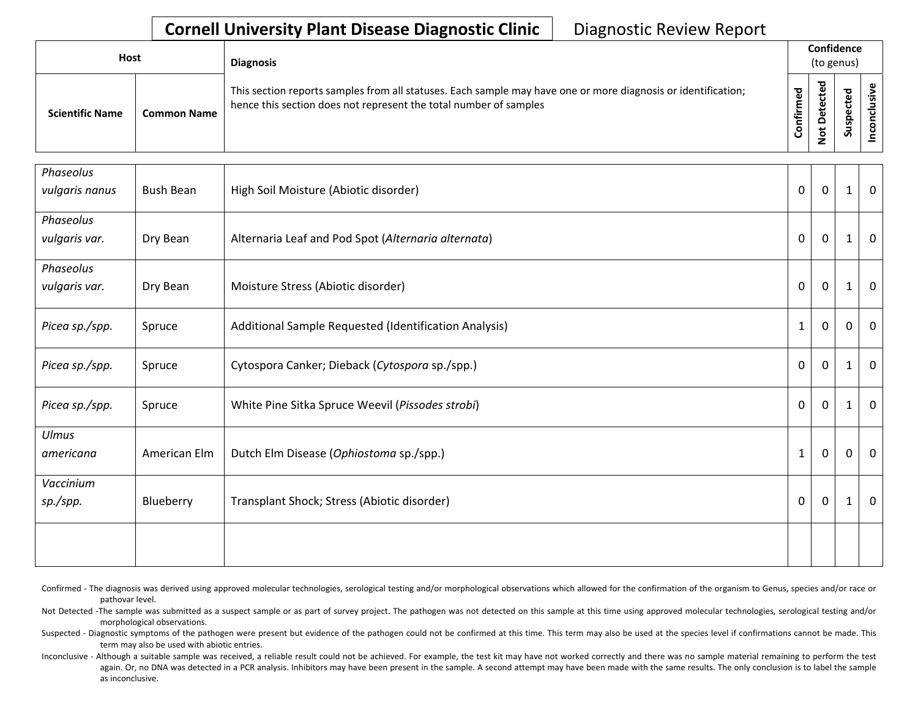**Cornell University Plant Disease Diagnostic Clinic** Diagnostic Review Report

| Host | | Diagnosis | Confidence (to genus) | | | |
|---|---|---|---|---|---|---|
| Scientific Name | Common Name | This section reports samples from all statuses. Each sample may have one or more diagnosis or identification; hence this section does not represent the total number of samples | Confirmed | Not Detected | Suspected | Inconclusive |
| *Phaseolus vulgaris nanus* | Bush Bean | High Soil Moisture (Abiotic disorder) | 0 | 0 | 1 | 0 |
| *Phaseolus vulgaris var.* | Dry Bean | Alternaria Leaf and Pod Spot (*Alternaria alternata*) | 0 | 0 | 1 | 0 |
| *Phaseolus vulgaris var.* | Dry Bean | Moisture Stress (Abiotic disorder) | 0 | 0 | 1 | 0 |
| *Picea sp./spp.* | Spruce | Additional Sample Requested (Identification Analysis) | 1 | 0 | 0 | 0 |
| *Picea sp./spp.* | Spruce | Cytospora Canker; Dieback (*Cytospora* sp./spp.) | 0 | 0 | 1 | 0 |
| *Picea sp./spp.* | Spruce | White Pine Sitka Spruce Weevil (*Pissodes strobi*) | 0 | 0 | 1 | 0 |
| *Ulmus americana* | American Elm | Dutch Elm Disease (*Ophiostoma* sp./spp.) | 1 | 0 | 0 | 0 |
| *Vaccinium sp./spp.* | Blueberry | Transplant Shock; Stress (Abiotic disorder) | 0 | 0 | 1 | 0 |
| | | | | | | |

Confirmed - The diagnosis was derived using approved molecular technologies, serological testing and/or morphological observations which allowed for the confirmation of the organism to Genus, species and/or race or pathovar level.

Not Detected -The sample was submitted as a suspect sample or as part of survey project. The pathogen was not detected on this sample at this time using approved molecular technologies, serological testing and/or morphological observations.

Suspected - Diagnostic symptoms of the pathogen were present but evidence of the pathogen could not be confirmed at this time. This term may also be used at the species level if confirmations cannot be made. This term may also be used with abiotic entries.

Inconclusive - Although a suitable sample was received, a reliable result could not be achieved. For example, the test kit may have not worked correctly and there was no sample material remaining to perform the test again. Or, no DNA was detected in a PCR analysis. Inhibitors may have been present in the sample. A second attempt may have been made with the same results. The only conclusion is to label the sample as inconclusive.